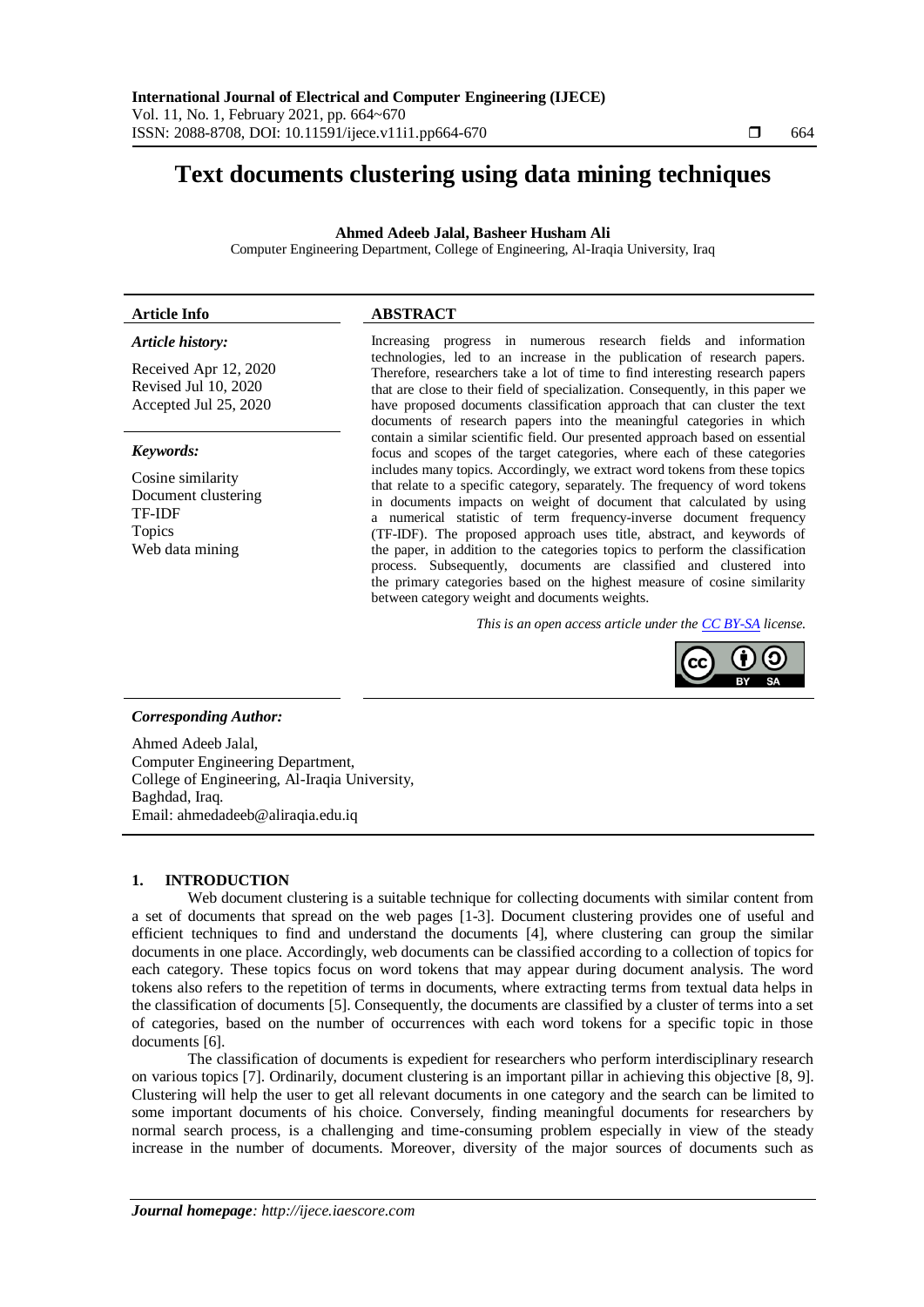# Text documents clustering using data mining techniques

**Ahmed Adeeb Jalal, Basheer Husham Ali**

Computer Engineering Department, College of Engineering, Al-Iraqia University, Iraq

---

**Article Info**

***Article history:***

Received Apr 12, 2020
Revised Jul 10, 2020
Accepted Jul 25, 2020

***Keywords:***

Cosine similarity
Document clustering
TF-IDF
Topics
Web data mining

**ABSTRACT**

Increasing progress in numerous research fields and information technologies, led to an increase in the publication of research papers. Therefore, researchers take a lot of time to find interesting research papers that are close to their field of specialization. Consequently, in this paper we have proposed documents classification approach that can cluster the text documents of research papers into the meaningful categories in which contain a similar scientific field. Our presented approach based on essential focus and scopes of the target categories, where each of these categories includes many topics. Accordingly, we extract word tokens from these topics that relate to a specific category, separately. The frequency of word tokens in documents impacts on weight of document that calculated by using a numerical statistic of term frequency-inverse document frequency (TF-IDF). The proposed approach uses title, abstract, and keywords of the paper, in addition to the categories topics to perform the classification process. Subsequently, documents are classified and clustered into the primary categories based on the highest measure of cosine similarity between category weight and documents weights.

*This is an open access article under the CC BY-SA license.*

***Corresponding Author:***

Ahmed Adeeb Jalal,
Computer Engineering Department,
College of Engineering, Al-Iraqia University,
Baghdad, Iraq.
Email: ahmedadeeb@aliraqia.edu.iq

## 1. INTRODUCTION

Web document clustering is a suitable technique for collecting documents with similar content from a set of documents that spread on the web pages [1-3]. Document clustering provides one of useful and efficient techniques to find and understand the documents [4], where clustering can group the similar documents in one place. Accordingly, web documents can be classified according to a collection of topics for each category. These topics focus on word tokens that may appear during document analysis. The word tokens also refers to the repetition of terms in documents, where extracting terms from textual data helps in the classification of documents [5]. Consequently, the documents are classified by a cluster of terms into a set of categories, based on the number of occurrences with each word tokens for a specific topic in those documents [6].

The classification of documents is expedient for researchers who perform interdisciplinary research on various topics [7]. Ordinarily, document clustering is an important pillar in achieving this objective [8, 9]. Clustering will help the user to get all relevant documents in one category and the search can be limited to some important documents of his choice. Conversely, finding meaningful documents for researchers by normal search process, is a challenging and time-consuming problem especially in view of the steady increase in the number of documents. Moreover, diversity of the major sources of documents such as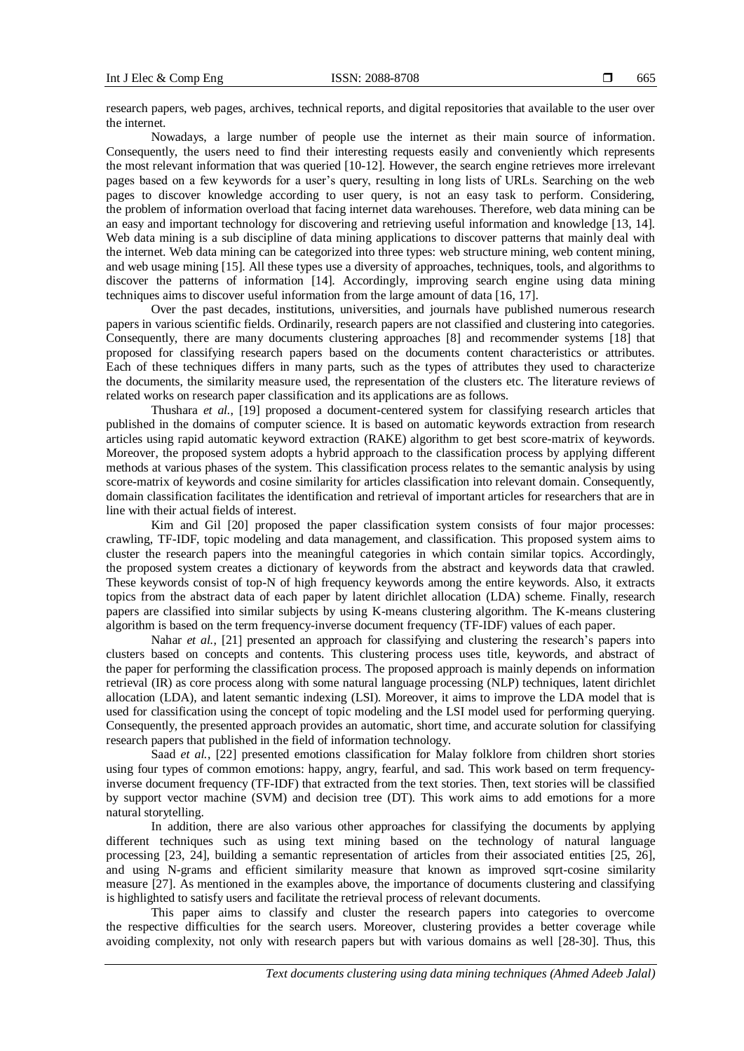research papers, web pages, archives, technical reports, and digital repositories that available to the user over the internet.

Nowadays, a large number of people use the internet as their main source of information. Consequently, the users need to find their interesting requests easily and conveniently which represents the most relevant information that was queried [10-12]. However, the search engine retrieves more irrelevant pages based on a few keywords for a user's query, resulting in long lists of URLs. Searching on the web pages to discover knowledge according to user query, is not an easy task to perform. Considering, the problem of information overload that facing internet data warehouses. Therefore, web data mining can be an easy and important technology for discovering and retrieving useful information and knowledge [13, 14]. Web data mining is a sub discipline of data mining applications to discover patterns that mainly deal with the internet. Web data mining can be categorized into three types: web structure mining, web content mining, and web usage mining [15]. All these types use a diversity of approaches, techniques, tools, and algorithms to discover the patterns of information [14]. Accordingly, improving search engine using data mining techniques aims to discover useful information from the large amount of data [16, 17].

Over the past decades, institutions, universities, and journals have published numerous research papers in various scientific fields. Ordinarily, research papers are not classified and clustering into categories. Consequently, there are many documents clustering approaches [8] and recommender systems [18] that proposed for classifying research papers based on the documents content characteristics or attributes. Each of these techniques differs in many parts, such as the types of attributes they used to characterize the documents, the similarity measure used, the representation of the clusters etc. The literature reviews of related works on research paper classification and its applications are as follows.

Thushara *et al.*, [19] proposed a document-centered system for classifying research articles that published in the domains of computer science. It is based on automatic keywords extraction from research articles using rapid automatic keyword extraction (RAKE) algorithm to get best score-matrix of keywords. Moreover, the proposed system adopts a hybrid approach to the classification process by applying different methods at various phases of the system. This classification process relates to the semantic analysis by using score-matrix of keywords and cosine similarity for articles classification into relevant domain. Consequently, domain classification facilitates the identification and retrieval of important articles for researchers that are in line with their actual fields of interest.

Kim and Gil [20] proposed the paper classification system consists of four major processes: crawling, TF-IDF, topic modeling and data management, and classification. This proposed system aims to cluster the research papers into the meaningful categories in which contain similar topics. Accordingly, the proposed system creates a dictionary of keywords from the abstract and keywords data that crawled. These keywords consist of top-N of high frequency keywords among the entire keywords. Also, it extracts topics from the abstract data of each paper by latent dirichlet allocation (LDA) scheme. Finally, research papers are classified into similar subjects by using K-means clustering algorithm. The K-means clustering algorithm is based on the term frequency-inverse document frequency (TF-IDF) values of each paper.

Nahar *et al.*, [21] presented an approach for classifying and clustering the research's papers into clusters based on concepts and contents. This clustering process uses title, keywords, and abstract of the paper for performing the classification process. The proposed approach is mainly depends on information retrieval (IR) as core process along with some natural language processing (NLP) techniques, latent dirichlet allocation (LDA), and latent semantic indexing (LSI). Moreover, it aims to improve the LDA model that is used for classification using the concept of topic modeling and the LSI model used for performing querying. Consequently, the presented approach provides an automatic, short time, and accurate solution for classifying research papers that published in the field of information technology.

Saad *et al.*, [22] presented emotions classification for Malay folklore from children short stories using four types of common emotions: happy, angry, fearful, and sad. This work based on term frequency-inverse document frequency (TF-IDF) that extracted from the text stories. Then, text stories will be classified by support vector machine (SVM) and decision tree (DT). This work aims to add emotions for a more natural storytelling.

In addition, there are also various other approaches for classifying the documents by applying different techniques such as using text mining based on the technology of natural language processing [23, 24], building a semantic representation of articles from their associated entities [25, 26], and using N-grams and efficient similarity measure that known as improved sqrt-cosine similarity measure [27]. As mentioned in the examples above, the importance of documents clustering and classifying is highlighted to satisfy users and facilitate the retrieval process of relevant documents.

This paper aims to classify and cluster the research papers into categories to overcome the respective difficulties for the search users. Moreover, clustering provides a better coverage while avoiding complexity, not only with research papers but with various domains as well [28-30]. Thus, this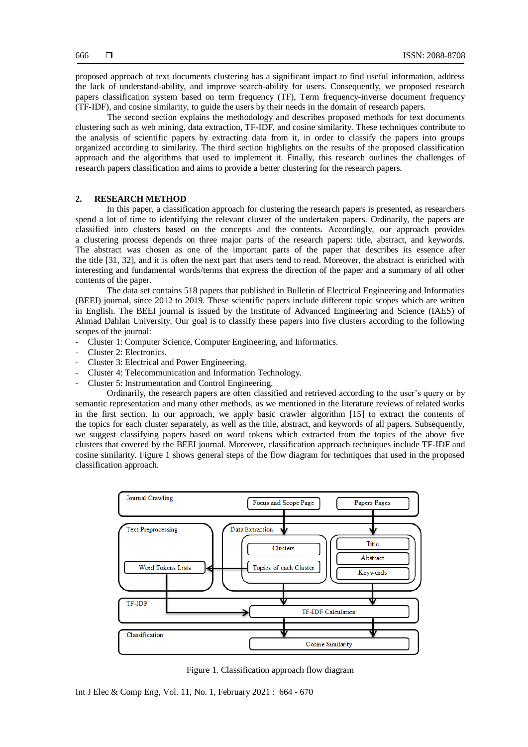proposed approach of text documents clustering has a significant impact to find useful information, address the lack of understand-ability, and improve search-ability for users. Consequently, we proposed research papers classification system based on term frequency (TF), Term frequency-inverse document frequency (TF-IDF), and cosine similarity, to guide the users by their needs in the domain of research papers.

The second section explains the methodology and describes proposed methods for text documents clustering such as web mining, data extraction, TF-IDF, and cosine similarity. These techniques contribute to the analysis of scientific papers by extracting data from it, in order to classify the papers into groups organized according to similarity. The third section highlights on the results of the proposed classification approach and the algorithms that used to implement it. Finally, this research outlines the challenges of research papers classification and aims to provide a better clustering for the research papers.

## 2. RESEARCH METHOD

In this paper, a classification approach for clustering the research papers is presented, as researchers spend a lot of time to identifying the relevant cluster of the undertaken papers. Ordinarily, the papers are classified into clusters based on the concepts and the contents. Accordingly, our approach provides a clustering process depends on three major parts of the research papers: title, abstract, and keywords. The abstract was chosen as one of the important parts of the paper that describes its essence after the title [31, 32], and it is often the next part that users tend to read. Moreover, the abstract is enriched with interesting and fundamental words/terms that express the direction of the paper and a summary of all other contents of the paper.

The data set contains 518 papers that published in Bulletin of Electrical Engineering and Informatics (BEEI) journal, since 2012 to 2019. These scientific papers include different topic scopes which are written in English. The BEEI journal is issued by the Institute of Advanced Engineering and Science (IAES) of Ahmad Dahlan University. Our goal is to classify these papers into five clusters according to the following scopes of the journal:

- Cluster 1: Computer Science, Computer Engineering, and Informatics.
- Cluster 2: Electronics.
- Cluster 3: Electrical and Power Engineering.
- Cluster 4: Telecommunication and Information Technology.
- Cluster 5: Instrumentation and Control Engineering.

Ordinarily, the research papers are often classified and retrieved according to the user's query or by semantic representation and many other methods, as we mentioned in the literature reviews of related works in the first section. In our approach, we apply basic crawler algorithm [15] to extract the contents of the topics for each cluster separately, as well as the title, abstract, and keywords of all papers. Subsequently, we suggest classifying papers based on word tokens which extracted from the topics of the above five clusters that covered by the BEEI journal. Moreover, classification approach techniques include TF-IDF and cosine similarity. Figure 1 shows general steps of the flow diagram for techniques that used in the proposed classification approach.

Journal Crawling: Focus and Scope Page; Papers Pages
Text Preprocessing: Word Tokens Lists
Data Extraction: Clusters; Topics of each Cluster; Title; Abstract; Keywords
TF-IDF: TF-IDF Calculation
Classification: Cosine Similarity

Figure 1. Classification approach flow diagram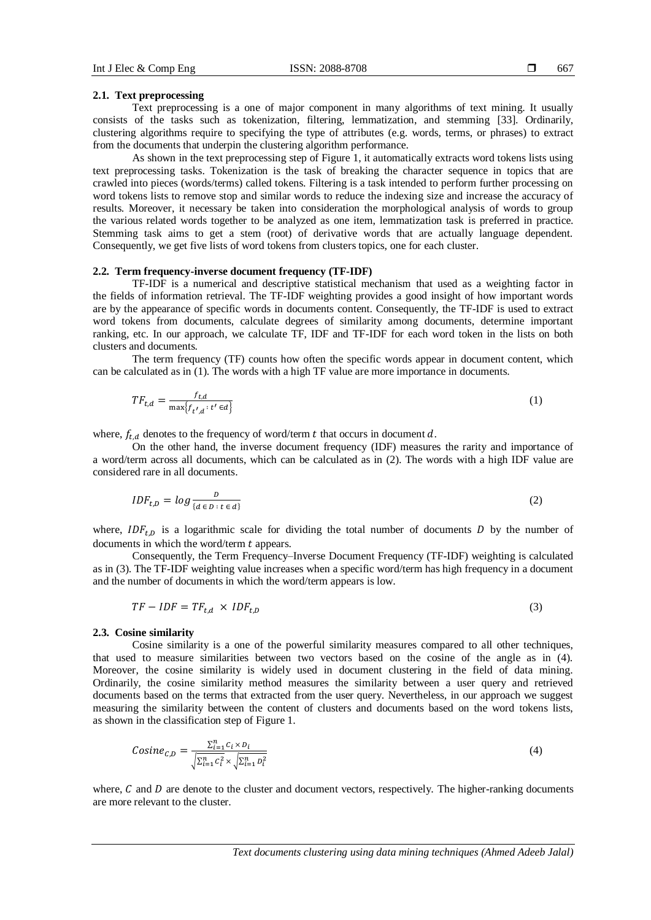### 2.1. Text preprocessing

Text preprocessing is a one of major component in many algorithms of text mining. It usually consists of the tasks such as tokenization, filtering, lemmatization, and stemming [33]. Ordinarily, clustering algorithms require to specifying the type of attributes (e.g. words, terms, or phrases) to extract from the documents that underpin the clustering algorithm performance.

As shown in the text preprocessing step of Figure 1, it automatically extracts word tokens lists using text preprocessing tasks. Tokenization is the task of breaking the character sequence in topics that are crawled into pieces (words/terms) called tokens. Filtering is a task intended to perform further processing on word tokens lists to remove stop and similar words to reduce the indexing size and increase the accuracy of results. Moreover, it necessary be taken into consideration the morphological analysis of words to group the various related words together to be analyzed as one item, lemmatization task is preferred in practice. Stemming task aims to get a stem (root) of derivative words that are actually language dependent. Consequently, we get five lists of word tokens from clusters topics, one for each cluster.

### 2.2. Term frequency-inverse document frequency (TF-IDF)

TF-IDF is a numerical and descriptive statistical mechanism that used as a weighting factor in the fields of information retrieval. The TF-IDF weighting provides a good insight of how important words are by the appearance of specific words in documents content. Consequently, the TF-IDF is used to extract word tokens from documents, calculate degrees of similarity among documents, determine important ranking, etc. In our approach, we calculate TF, IDF and TF-IDF for each word token in the lists on both clusters and documents.

The term frequency (TF) counts how often the specific words appear in document content, which can be calculated as in (1). The words with a high TF value are more importance in documents.

$$TF_{t,d} = \frac{f_{t,d}}{\max\{f_{t',d} : t' \in d\}} \tag{1}$$

where, $f_{t,d}$ denotes to the frequency of word/term $t$ that occurs in document $d$.

On the other hand, the inverse document frequency (IDF) measures the rarity and importance of a word/term across all documents, which can be calculated as in (2). The words with a high IDF value are considered rare in all documents.

$$IDF_{t,D} = log\frac{D}{\{d \in D : t \in d\}} \tag{2}$$

where, $IDF_{t,D}$ is a logarithmic scale for dividing the total number of documents $D$ by the number of documents in which the word/term $t$ appears.

Consequently, the Term Frequency–Inverse Document Frequency (TF-IDF) weighting is calculated as in (3). The TF-IDF weighting value increases when a specific word/term has high frequency in a document and the number of documents in which the word/term appears is low.

$$TF - IDF = TF_{t,d} \times IDF_{t,D} \tag{3}$$

### 2.3. Cosine similarity

Cosine similarity is a one of the powerful similarity measures compared to all other techniques, that used to measure similarities between two vectors based on the cosine of the angle as in (4). Moreover, the cosine similarity is widely used in document clustering in the field of data mining. Ordinarily, the cosine similarity method measures the similarity between a user query and retrieved documents based on the terms that extracted from the user query. Nevertheless, in our approach we suggest measuring the similarity between the content of clusters and documents based on the word tokens lists, as shown in the classification step of Figure 1.

$$Cosine_{C,D} = \frac{\sum_{i=1}^{n} C_i \times D_i}{\sqrt{\sum_{i=1}^{n} C_i^2} \times \sqrt{\sum_{i=1}^{n} D_i^2}} \tag{4}$$

where, $C$ and $D$ are denote to the cluster and document vectors, respectively. The higher-ranking documents are more relevant to the cluster.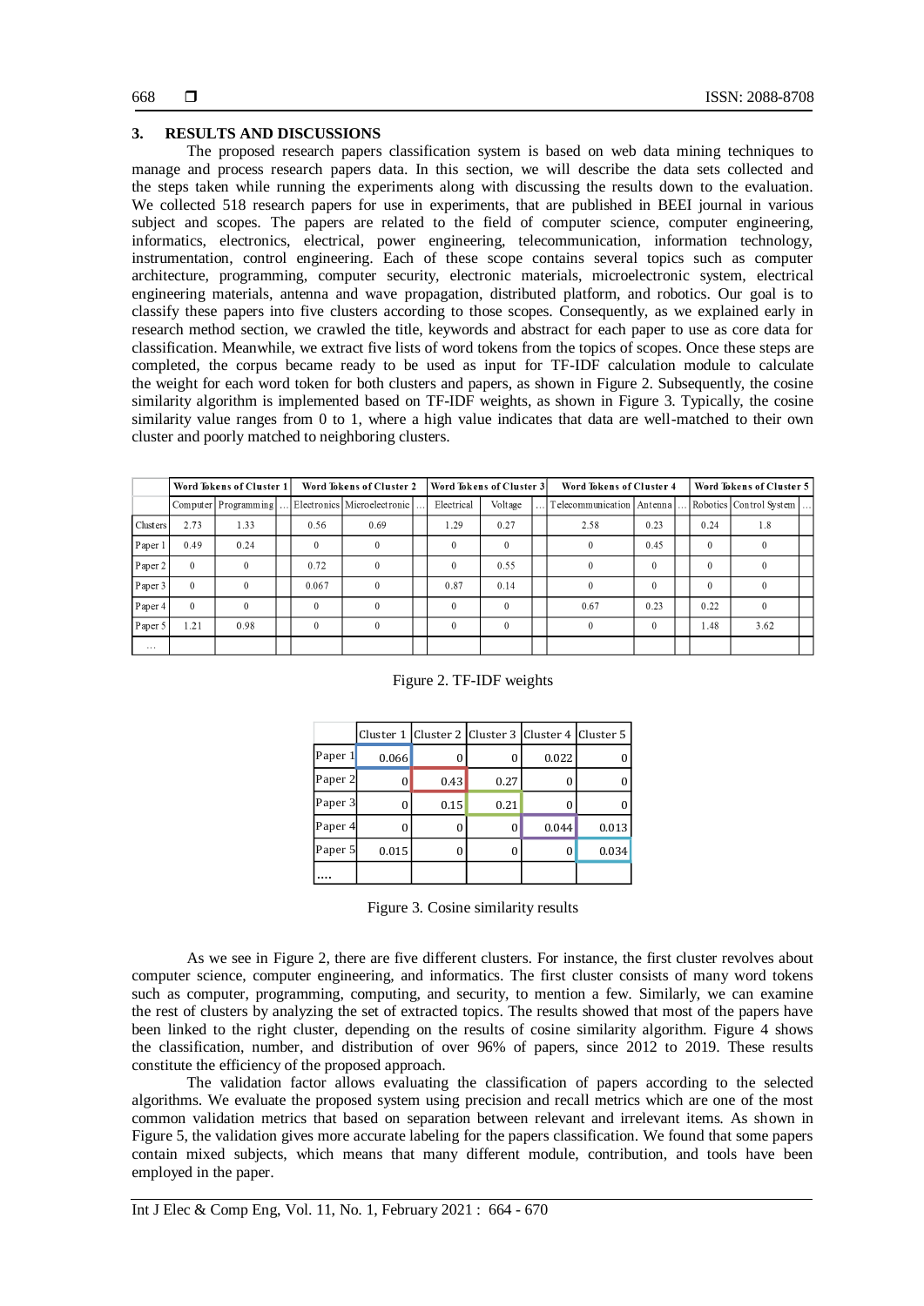## 3. RESULTS AND DISCUSSIONS

The proposed research papers classification system is based on web data mining techniques to manage and process research papers data. In this section, we will describe the data sets collected and the steps taken while running the experiments along with discussing the results down to the evaluation. We collected 518 research papers for use in experiments, that are published in BEEI journal in various subject and scopes. The papers are related to the field of computer science, computer engineering, informatics, electronics, electrical, power engineering, telecommunication, information technology, instrumentation, control engineering. Each of these scope contains several topics such as computer architecture, programming, computer security, electronic materials, microelectronic system, electrical engineering materials, antenna and wave propagation, distributed platform, and robotics. Our goal is to classify these papers into five clusters according to those scopes. Consequently, as we explained early in research method section, we crawled the title, keywords and abstract for each paper to use as core data for classification. Meanwhile, we extract five lists of word tokens from the topics of scopes. Once these steps are completed, the corpus became ready to be used as input for TF-IDF calculation module to calculate the weight for each word token for both clusters and papers, as shown in Figure 2. Subsequently, the cosine similarity algorithm is implemented based on TF-IDF weights, as shown in Figure 3. Typically, the cosine similarity value ranges from 0 to 1, where a high value indicates that data are well-matched to their own cluster and poorly matched to neighboring clusters.

| | Word Tokens of Cluster 1 | | | Word Tokens of Cluster 2 | | | Word Tokens of Cluster 3 | | | Word Tokens of Cluster 4 | | | Word Tokens of Cluster 5 | | |
|---|---|---|---|---|---|---|---|---|---|---|---|---|---|---|---|
| | Computer | Programming | ... | Electronics | Microelectronic | ... | Electrical | Voltage | ... | Telecommunication | Antenna | ... | Robotics | Control System | ... |
| Clusters | 2.73 | 1.33 | | 0.56 | 0.69 | | 1.29 | 0.27 | | 2.58 | 0.23 | | 0.24 | 1.8 | |
| Paper 1 | 0.49 | 0.24 | | 0 | 0 | | 0 | 0 | | 0 | 0.45 | | 0 | 0 | |
| Paper 2 | 0 | 0 | | 0.72 | 0 | | 0 | 0.55 | | 0 | 0 | | 0 | 0 | |
| Paper 3 | 0 | 0 | | 0.067 | 0 | | 0.87 | 0.14 | | 0 | 0 | | 0 | 0 | |
| Paper 4 | 0 | 0 | | 0 | 0 | | 0 | 0 | | 0.67 | 0.23 | | 0.22 | 0 | |
| Paper 5 | 1.21 | 0.98 | | 0 | 0 | | 0 | 0 | | 0 | 0 | | 1.48 | 3.62 | |
| ... | | | | | | | | | | | | | | | |

Figure 2. TF-IDF weights

| | Cluster 1 | Cluster 2 | Cluster 3 | Cluster 4 | Cluster 5 |
|---|---|---|---|---|---|
| Paper 1 | 0.066 | 0 | 0 | 0.022 | 0 |
| Paper 2 | 0 | 0.43 | 0.27 | 0 | 0 |
| Paper 3 | 0 | 0.15 | 0.21 | 0 | 0 |
| Paper 4 | 0 | 0 | 0 | 0.044 | 0.013 |
| Paper 5 | 0.015 | 0 | 0 | 0 | 0.034 |
| .... | | | | | |

Figure 3. Cosine similarity results

As we see in Figure 2, there are five different clusters. For instance, the first cluster revolves about computer science, computer engineering, and informatics. The first cluster consists of many word tokens such as computer, programming, computing, and security, to mention a few. Similarly, we can examine the rest of clusters by analyzing the set of extracted topics. The results showed that most of the papers have been linked to the right cluster, depending on the results of cosine similarity algorithm. Figure 4 shows the classification, number, and distribution of over 96% of papers, since 2012 to 2019. These results constitute the efficiency of the proposed approach.

The validation factor allows evaluating the classification of papers according to the selected algorithms. We evaluate the proposed system using precision and recall metrics which are one of the most common validation metrics that based on separation between relevant and irrelevant items. As shown in Figure 5, the validation gives more accurate labeling for the papers classification. We found that some papers contain mixed subjects, which means that many different module, contribution, and tools have been employed in the paper.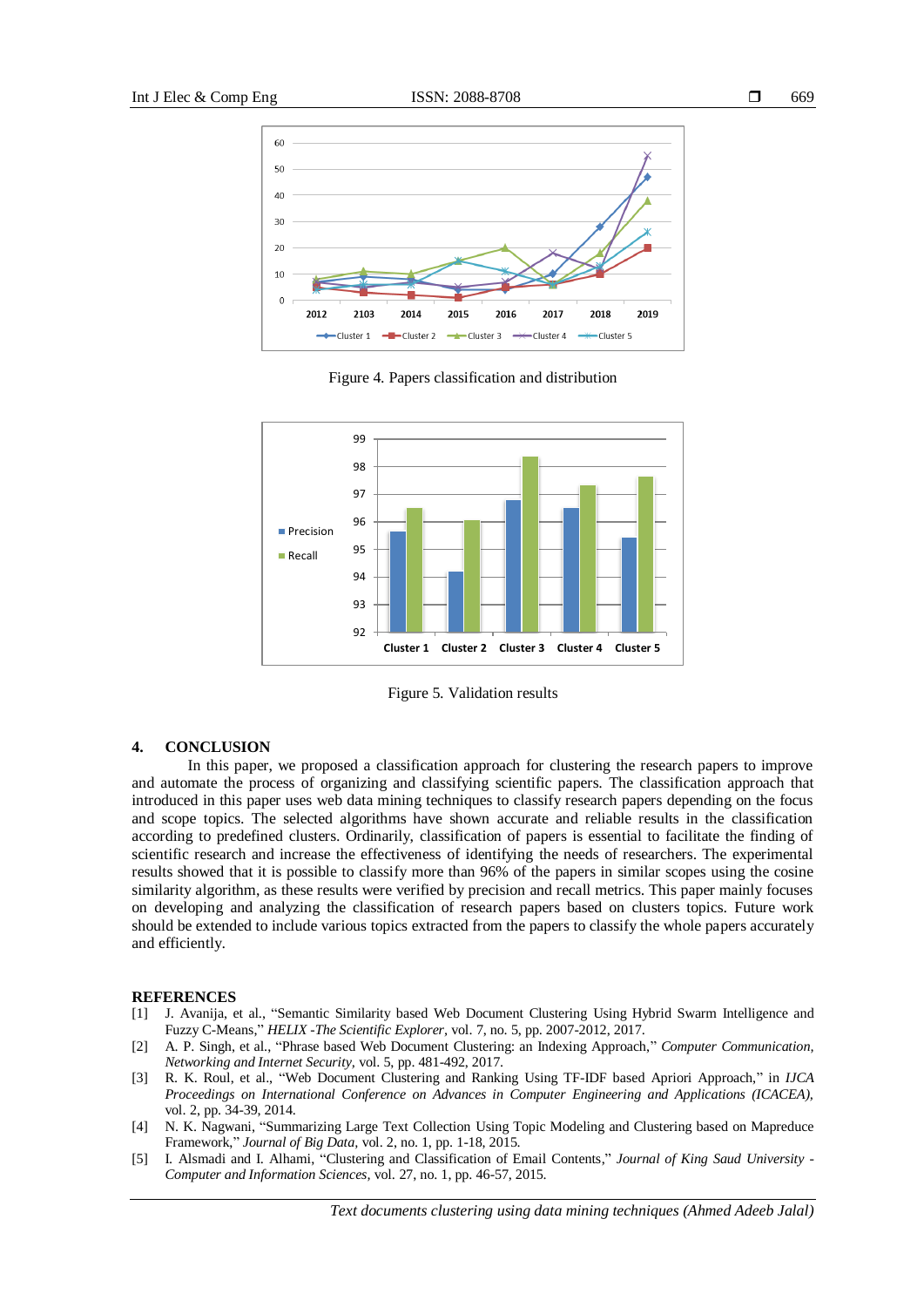Figure 4. Papers classification and distribution

Figure 5. Validation results

## 4. CONCLUSION

In this paper, we proposed a classification approach for clustering the research papers to improve and automate the process of organizing and classifying scientific papers. The classification approach that introduced in this paper uses web data mining techniques to classify research papers depending on the focus and scope topics. The selected algorithms have shown accurate and reliable results in the classification according to predefined clusters. Ordinarily, classification of papers is essential to facilitate the finding of scientific research and increase the effectiveness of identifying the needs of researchers. The experimental results showed that it is possible to classify more than 96% of the papers in similar scopes using the cosine similarity algorithm, as these results were verified by precision and recall metrics. This paper mainly focuses on developing and analyzing the classification of research papers based on clusters topics. Future work should be extended to include various topics extracted from the papers to classify the whole papers accurately and efficiently.

## REFERENCES

[1] J. Avanija, et al., "Semantic Similarity based Web Document Clustering Using Hybrid Swarm Intelligence and Fuzzy C-Means," *HELIX -The Scientific Explorer*, vol. 7, no. 5, pp. 2007-2012, 2017.

[2] A. P. Singh, et al., "Phrase based Web Document Clustering: an Indexing Approach," *Computer Communication, Networking and Internet Security*, vol. 5, pp. 481-492, 2017.

[3] R. K. Roul, et al., "Web Document Clustering and Ranking Using TF-IDF based Apriori Approach," in *IJCA Proceedings on International Conference on Advances in Computer Engineering and Applications (ICACEA)*, vol. 2, pp. 34-39, 2014.

[4] N. K. Nagwani, "Summarizing Large Text Collection Using Topic Modeling and Clustering based on Mapreduce Framework," *Journal of Big Data*, vol. 2, no. 1, pp. 1-18, 2015.

[5] I. Alsmadi and I. Alhami, "Clustering and Classification of Email Contents," *Journal of King Saud University - Computer and Information Sciences*, vol. 27, no. 1, pp. 46-57, 2015.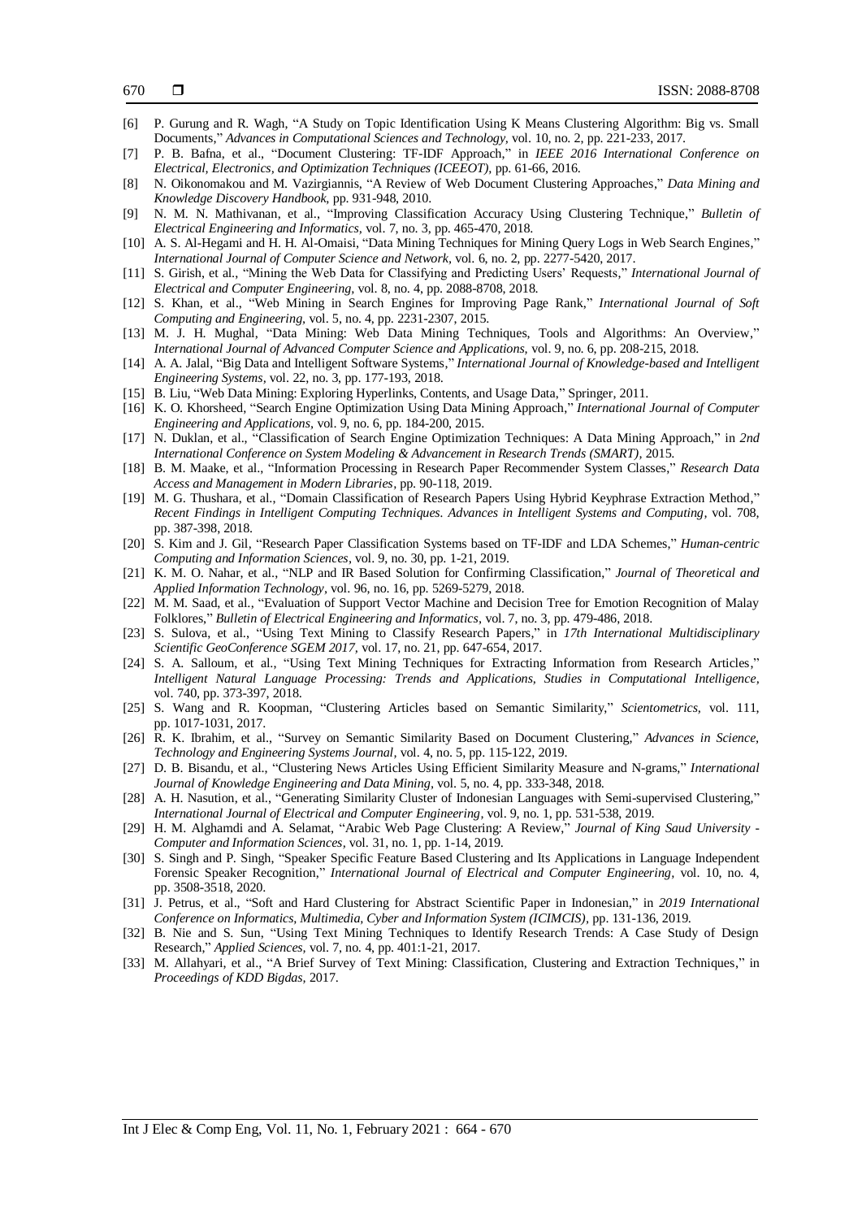[6] P. Gurung and R. Wagh, "A Study on Topic Identification Using K Means Clustering Algorithm: Big vs. Small Documents," *Advances in Computational Sciences and Technology*, vol. 10, no. 2, pp. 221-233, 2017.

[7] P. B. Bafna, et al., "Document Clustering: TF-IDF Approach," in *IEEE 2016 International Conference on Electrical, Electronics, and Optimization Techniques (ICEEOT)*, pp. 61-66, 2016.

[8] N. Oikonomakou and M. Vazirgiannis, "A Review of Web Document Clustering Approaches," *Data Mining and Knowledge Discovery Handbook*, pp. 931-948, 2010.

[9] N. M. N. Mathivanan, et al., "Improving Classification Accuracy Using Clustering Technique," *Bulletin of Electrical Engineering and Informatics*, vol. 7, no. 3, pp. 465-470, 2018.

[10] A. S. Al-Hegami and H. H. Al-Omaisi, "Data Mining Techniques for Mining Query Logs in Web Search Engines," *International Journal of Computer Science and Network*, vol. 6, no. 2, pp. 2277-5420, 2017.

[11] S. Girish, et al., "Mining the Web Data for Classifying and Predicting Users' Requests," *International Journal of Electrical and Computer Engineering*, vol. 8, no. 4, pp. 2088-8708, 2018.

[12] S. Khan, et al., "Web Mining in Search Engines for Improving Page Rank," *International Journal of Soft Computing and Engineering*, vol. 5, no. 4, pp. 2231-2307, 2015.

[13] M. J. H. Mughal, "Data Mining: Web Data Mining Techniques, Tools and Algorithms: An Overview," *International Journal of Advanced Computer Science and Applications*, vol. 9, no. 6, pp. 208-215, 2018.

[14] A. A. Jalal, "Big Data and Intelligent Software Systems," *International Journal of Knowledge-based and Intelligent Engineering Systems*, vol. 22, no. 3, pp. 177-193, 2018.

[15] B. Liu, "Web Data Mining: Exploring Hyperlinks, Contents, and Usage Data," Springer, 2011.

[16] K. O. Khorsheed, "Search Engine Optimization Using Data Mining Approach," *International Journal of Computer Engineering and Applications*, vol. 9, no. 6, pp. 184-200, 2015.

[17] N. Duklan, et al., "Classification of Search Engine Optimization Techniques: A Data Mining Approach," in *2nd International Conference on System Modeling & Advancement in Research Trends (SMART)*, 2015.

[18] B. M. Maake, et al., "Information Processing in Research Paper Recommender System Classes," *Research Data Access and Management in Modern Libraries*, pp. 90-118, 2019.

[19] M. G. Thushara, et al., "Domain Classification of Research Papers Using Hybrid Keyphrase Extraction Method," *Recent Findings in Intelligent Computing Techniques. Advances in Intelligent Systems and Computing*, vol. 708, pp. 387-398, 2018.

[20] S. Kim and J. Gil, "Research Paper Classification Systems based on TF-IDF and LDA Schemes," *Human-centric Computing and Information Sciences*, vol. 9, no. 30, pp. 1-21, 2019.

[21] K. M. O. Nahar, et al., "NLP and IR Based Solution for Confirming Classification," *Journal of Theoretical and Applied Information Technology*, vol. 96, no. 16, pp. 5269-5279, 2018.

[22] M. M. Saad, et al., "Evaluation of Support Vector Machine and Decision Tree for Emotion Recognition of Malay Folklores," *Bulletin of Electrical Engineering and Informatics*, vol. 7, no. 3, pp. 479-486, 2018.

[23] S. Sulova, et al., "Using Text Mining to Classify Research Papers," in *17th International Multidisciplinary Scientific GeoConference SGEM 2017*, vol. 17, no. 21, pp. 647-654, 2017.

[24] S. A. Salloum, et al., "Using Text Mining Techniques for Extracting Information from Research Articles," *Intelligent Natural Language Processing: Trends and Applications, Studies in Computational Intelligence*, vol. 740, pp. 373-397, 2018.

[25] S. Wang and R. Koopman, "Clustering Articles based on Semantic Similarity," *Scientometrics*, vol. 111, pp. 1017-1031, 2017.

[26] R. K. Ibrahim, et al., "Survey on Semantic Similarity Based on Document Clustering," *Advances in Science, Technology and Engineering Systems Journal*, vol. 4, no. 5, pp. 115-122, 2019.

[27] D. B. Bisandu, et al., "Clustering News Articles Using Efficient Similarity Measure and N-grams," *International Journal of Knowledge Engineering and Data Mining*, vol. 5, no. 4, pp. 333-348, 2018.

[28] A. H. Nasution, et al., "Generating Similarity Cluster of Indonesian Languages with Semi-supervised Clustering," *International Journal of Electrical and Computer Engineering*, vol. 9, no. 1, pp. 531-538, 2019.

[29] H. M. Alghamdi and A. Selamat, "Arabic Web Page Clustering: A Review," *Journal of King Saud University - Computer and Information Sciences*, vol. 31, no. 1, pp. 1-14, 2019.

[30] S. Singh and P. Singh, "Speaker Specific Feature Based Clustering and Its Applications in Language Independent Forensic Speaker Recognition," *International Journal of Electrical and Computer Engineering*, vol. 10, no. 4, pp. 3508-3518, 2020.

[31] J. Petrus, et al., "Soft and Hard Clustering for Abstract Scientific Paper in Indonesian," in *2019 International Conference on Informatics, Multimedia, Cyber and Information System (ICIMCIS)*, pp. 131-136, 2019.

[32] B. Nie and S. Sun, "Using Text Mining Techniques to Identify Research Trends: A Case Study of Design Research," *Applied Sciences*, vol. 7, no. 4, pp. 401:1-21, 2017.

[33] M. Allahyari, et al., "A Brief Survey of Text Mining: Classification, Clustering and Extraction Techniques," in *Proceedings of KDD Bigdas*, 2017.